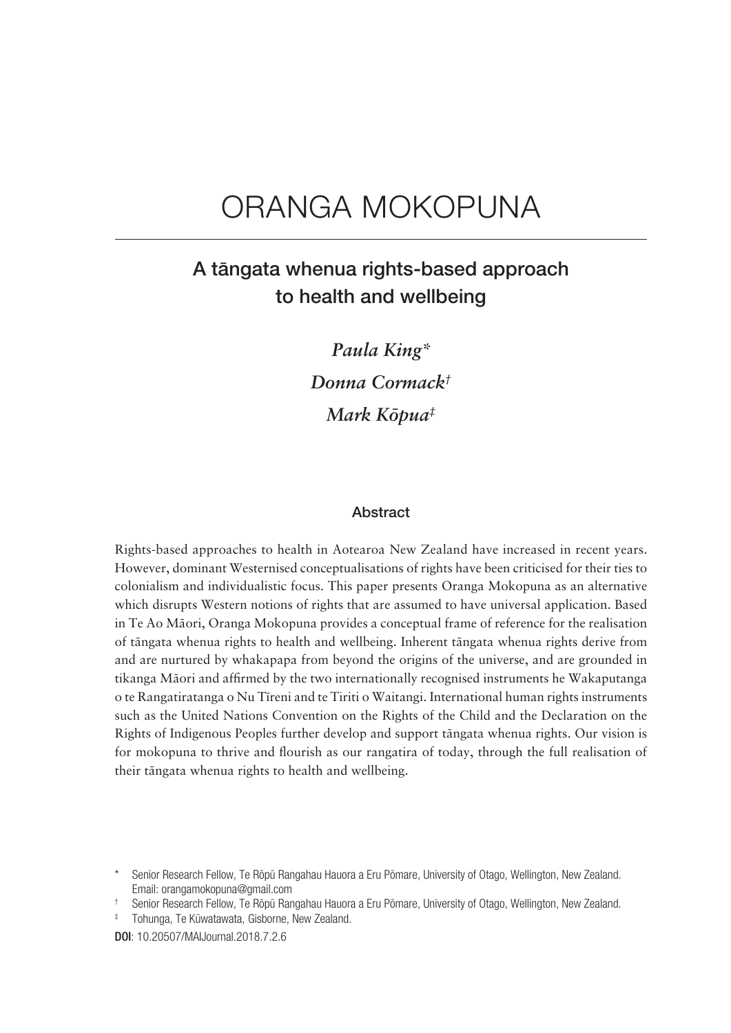# ORANGA MOKOPUNA

## A tāngata whenua rights-based approach to health and wellbeing

*Paula King*[*]

*Donna Cormack*[†]

*Mark Kōpua*[‡]

### Abstract

Rights-based approaches to health in Aotearoa New Zealand have increased in recent years. However, dominant Westernised conceptualisations of rights have been criticised for their ties to colonialism and individualistic focus. This paper presents Oranga Mokopuna as an alternative which disrupts Western notions of rights that are assumed to have universal application. Based in Te Ao Māori, Oranga Mokopuna provides a conceptual frame of reference for the realisation of tāngata whenua rights to health and wellbeing. Inherent tāngata whenua rights derive from and are nurtured by whakapapa from beyond the origins of the universe, and are grounded in tikanga Māori and affirmed by the two internationally recognised instruments he Wakaputanga o te Rangatiratanga o Nu Tīreni and te Tiriti o Waitangi. International human rights instruments such as the United Nations Convention on the Rights of the Child and the Declaration on the Rights of Indigenous Peoples further develop and support tāngata whenua rights. Our vision is for mokopuna to thrive and flourish as our rangatira of today, through the full realisation of their tāngata whenua rights to health and wellbeing.

[*] Senior Research Fellow, Te Rōpū Rangahau Hauora a Eru Pōmare, University of Otago, Wellington, New Zealand. Email: orangamokopuna@gmail.com

[†] Senior Research Fellow, Te Rōpū Rangahau Hauora a Eru Pōmare, University of Otago, Wellington, New Zealand.

[‡] Tohunga, Te Kūwatawata, Gisborne, New Zealand.

**DOI**: 10.20507/MAIJournal.2018.7.2.6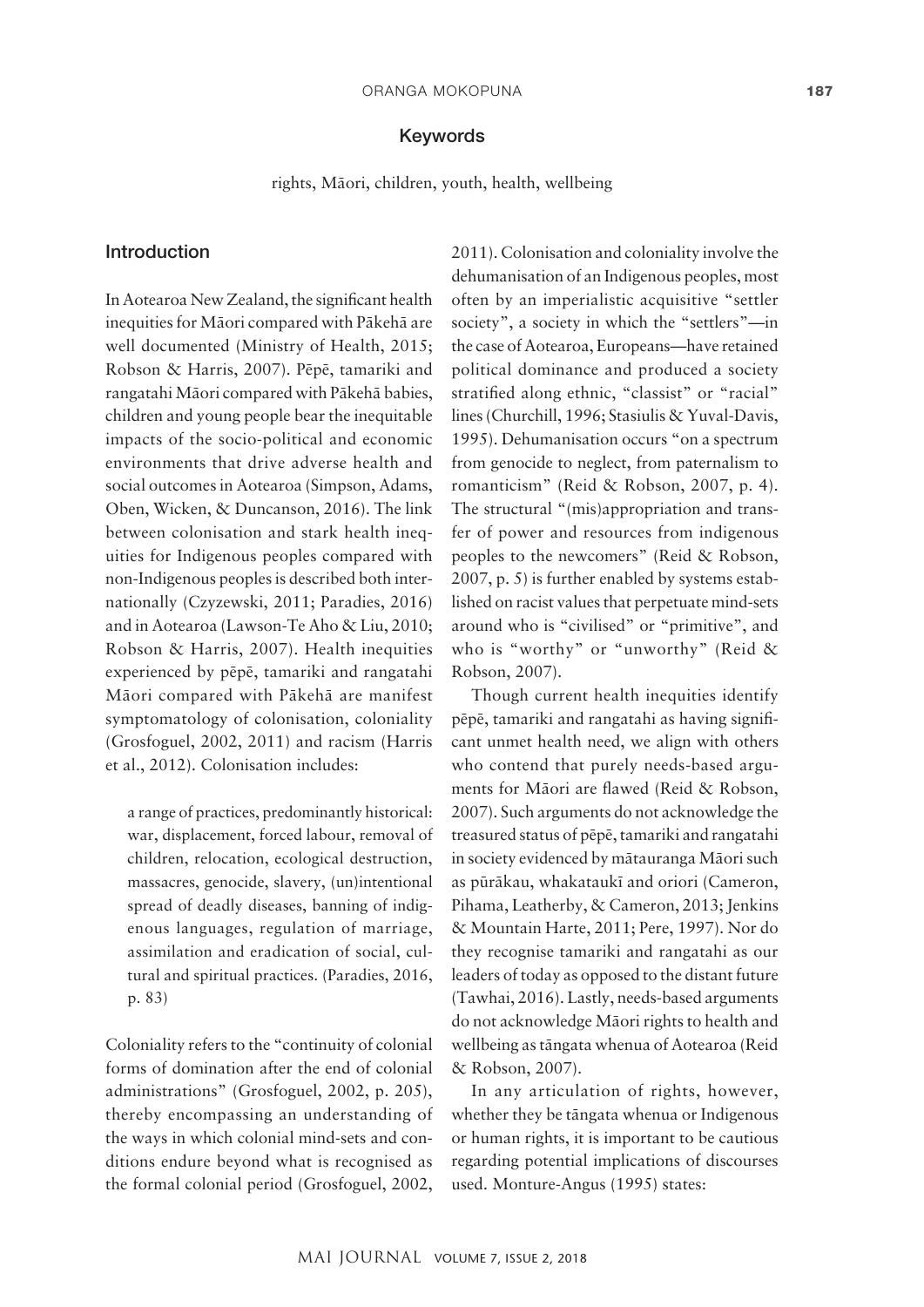## Keywords

rights, Māori, children, youth, health, wellbeing

## Introduction

In Aotearoa New Zealand, the significant health inequities for Māori compared with Pākehā are well documented (Ministry of Health, 2015; Robson & Harris, 2007). Pēpē, tamariki and rangatahi Māori compared with Pākehā babies, children and young people bear the inequitable impacts of the socio-political and economic environments that drive adverse health and social outcomes in Aotearoa (Simpson, Adams, Oben, Wicken, & Duncanson, 2016). The link between colonisation and stark health inequities for Indigenous peoples compared with non-Indigenous peoples is described both internationally (Czyzewski, 2011; Paradies, 2016) and in Aotearoa (Lawson-Te Aho & Liu, 2010; Robson & Harris, 2007). Health inequities experienced by pēpē, tamariki and rangatahi Māori compared with Pākehā are manifest symptomatology of colonisation, coloniality (Grosfoguel, 2002, 2011) and racism (Harris et al., 2012). Colonisation includes:

> a range of practices, predominantly historical: war, displacement, forced labour, removal of children, relocation, ecological destruction, massacres, genocide, slavery, (un)intentional spread of deadly diseases, banning of indigenous languages, regulation of marriage, assimilation and eradication of social, cultural and spiritual practices. (Paradies, 2016, p. 83)

Coloniality refers to the "continuity of colonial forms of domination after the end of colonial administrations" (Grosfoguel, 2002, p. 205), thereby encompassing an understanding of the ways in which colonial mind-sets and conditions endure beyond what is recognised as the formal colonial period (Grosfoguel, 2002, 2011). Colonisation and coloniality involve the dehumanisation of an Indigenous peoples, most often by an imperialistic acquisitive "settler society", a society in which the "settlers"—in the case of Aotearoa, Europeans—have retained political dominance and produced a society stratified along ethnic, "classist" or "racial" lines (Churchill, 1996; Stasiulis & Yuval-Davis, 1995). Dehumanisation occurs "on a spectrum from genocide to neglect, from paternalism to romanticism" (Reid & Robson, 2007, p. 4). The structural "(mis)appropriation and transfer of power and resources from indigenous peoples to the newcomers" (Reid & Robson, 2007, p. 5) is further enabled by systems established on racist values that perpetuate mind-sets around who is "civilised" or "primitive", and who is "worthy" or "unworthy" (Reid & Robson, 2007).

Though current health inequities identify pēpē, tamariki and rangatahi as having significant unmet health need, we align with others who contend that purely needs-based arguments for Māori are flawed (Reid & Robson, 2007). Such arguments do not acknowledge the treasured status of pēpē, tamariki and rangatahi in society evidenced by mātauranga Māori such as pūrākau, whakataukī and oriori (Cameron, Pihama, Leatherby, & Cameron, 2013; Jenkins & Mountain Harte, 2011; Pere, 1997). Nor do they recognise tamariki and rangatahi as our leaders of today as opposed to the distant future (Tawhai, 2016). Lastly, needs-based arguments do not acknowledge Māori rights to health and wellbeing as tāngata whenua of Aotearoa (Reid & Robson, 2007).

In any articulation of rights, however, whether they be tāngata whenua or Indigenous or human rights, it is important to be cautious regarding potential implications of discourses used. Monture-Angus (1995) states: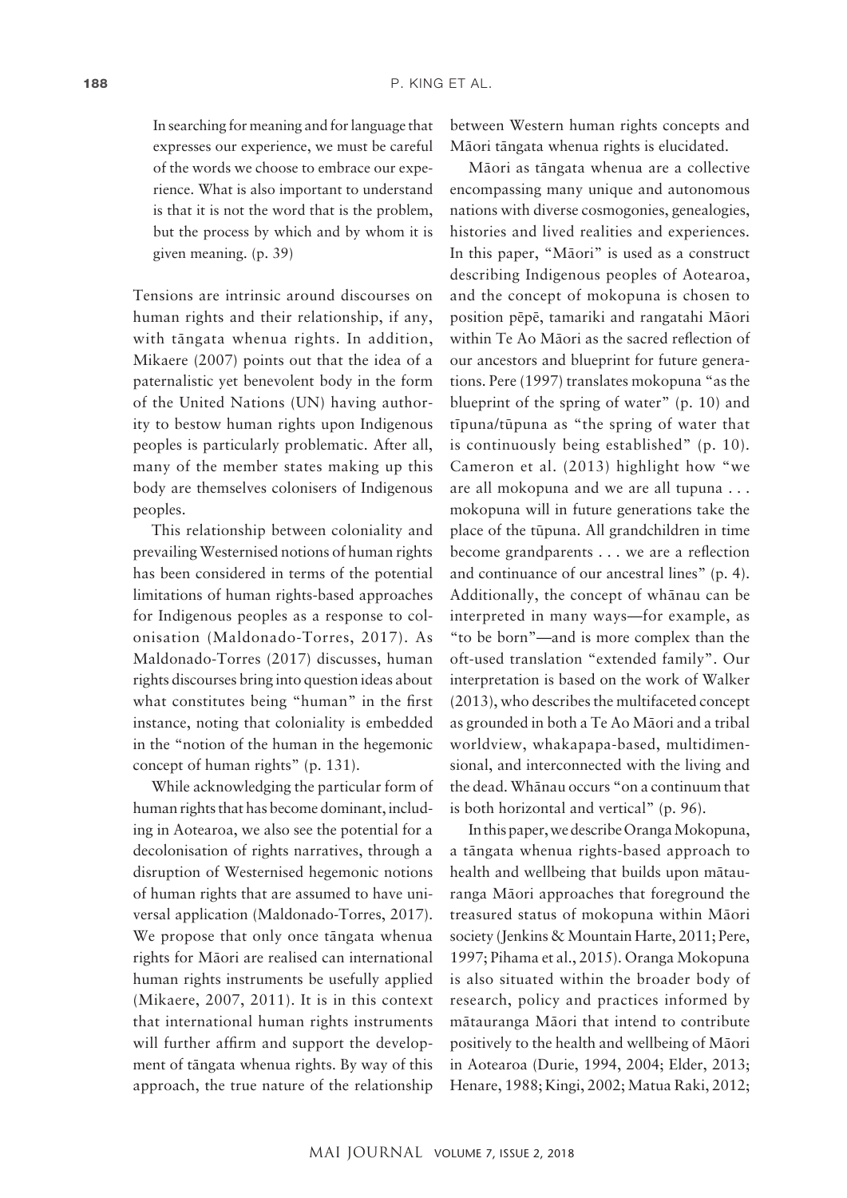> In searching for meaning and for language that expresses our experience, we must be careful of the words we choose to embrace our experience. What is also important to understand is that it is not the word that is the problem, but the process by which and by whom it is given meaning. (p. 39)

Tensions are intrinsic around discourses on human rights and their relationship, if any, with tāngata whenua rights. In addition, Mikaere (2007) points out that the idea of a paternalistic yet benevolent body in the form of the United Nations (UN) having authority to bestow human rights upon Indigenous peoples is particularly problematic. After all, many of the member states making up this body are themselves colonisers of Indigenous peoples.

This relationship between coloniality and prevailing Westernised notions of human rights has been considered in terms of the potential limitations of human rights-based approaches for Indigenous peoples as a response to colonisation (Maldonado-Torres, 2017). As Maldonado-Torres (2017) discusses, human rights discourses bring into question ideas about what constitutes being "human" in the first instance, noting that coloniality is embedded in the "notion of the human in the hegemonic concept of human rights" (p. 131).

While acknowledging the particular form of human rights that has become dominant, including in Aotearoa, we also see the potential for a decolonisation of rights narratives, through a disruption of Westernised hegemonic notions of human rights that are assumed to have universal application (Maldonado-Torres, 2017). We propose that only once tāngata whenua rights for Māori are realised can international human rights instruments be usefully applied (Mikaere, 2007, 2011). It is in this context that international human rights instruments will further affirm and support the development of tāngata whenua rights. By way of this approach, the true nature of the relationship between Western human rights concepts and Māori tāngata whenua rights is elucidated.

Māori as tāngata whenua are a collective encompassing many unique and autonomous nations with diverse cosmogonies, genealogies, histories and lived realities and experiences. In this paper, "Māori" is used as a construct describing Indigenous peoples of Aotearoa, and the concept of mokopuna is chosen to position pēpē, tamariki and rangatahi Māori within Te Ao Māori as the sacred reflection of our ancestors and blueprint for future generations. Pere (1997) translates mokopuna "as the blueprint of the spring of water" (p. 10) and tīpuna/tūpuna as "the spring of water that is continuously being established" (p. 10). Cameron et al. (2013) highlight how "we are all mokopuna and we are all tupuna . . . mokopuna will in future generations take the place of the tūpuna. All grandchildren in time become grandparents . . . we are a reflection and continuance of our ancestral lines" (p. 4). Additionally, the concept of whānau can be interpreted in many ways—for example, as "to be born"—and is more complex than the oft-used translation "extended family". Our interpretation is based on the work of Walker (2013), who describes the multifaceted concept as grounded in both a Te Ao Māori and a tribal worldview, whakapapa-based, multidimensional, and interconnected with the living and the dead. Whānau occurs "on a continuum that is both horizontal and vertical" (p. 96).

In this paper, we describe Oranga Mokopuna, a tāngata whenua rights-based approach to health and wellbeing that builds upon mātauranga Māori approaches that foreground the treasured status of mokopuna within Māori society (Jenkins & Mountain Harte, 2011; Pere, 1997; Pihama et al., 2015). Oranga Mokopuna is also situated within the broader body of research, policy and practices informed by mātauranga Māori that intend to contribute positively to the health and wellbeing of Māori in Aotearoa (Durie, 1994, 2004; Elder, 2013; Henare, 1988; Kingi, 2002; Matua Raki, 2012;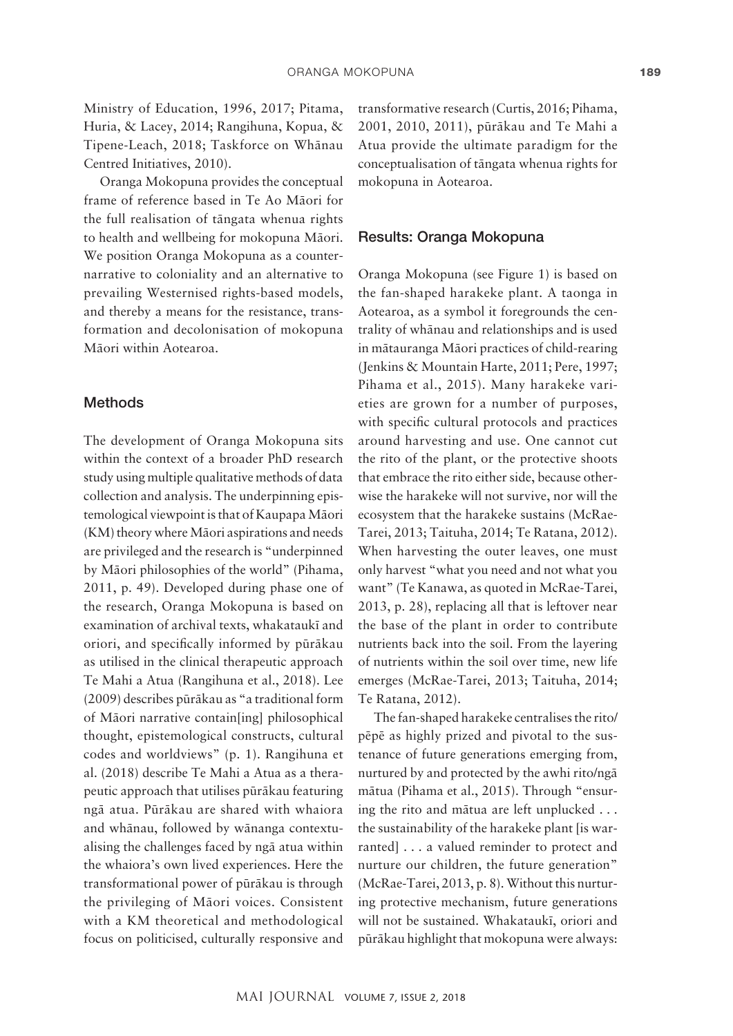Ministry of Education, 1996, 2017; Pitama, Huria, & Lacey, 2014; Rangihuna, Kopua, & Tipene-Leach, 2018; Taskforce on Whānau Centred Initiatives, 2010).

Oranga Mokopuna provides the conceptual frame of reference based in Te Ao Māori for the full realisation of tāngata whenua rights to health and wellbeing for mokopuna Māori. We position Oranga Mokopuna as a counter-narrative to coloniality and an alternative to prevailing Westernised rights-based models, and thereby a means for the resistance, transformation and decolonisation of mokopuna Māori within Aotearoa.

## Methods

The development of Oranga Mokopuna sits within the context of a broader PhD research study using multiple qualitative methods of data collection and analysis. The underpinning epistemological viewpoint is that of Kaupapa Māori (KM) theory where Māori aspirations and needs are privileged and the research is "underpinned by Māori philosophies of the world" (Pihama, 2011, p. 49). Developed during phase one of the research, Oranga Mokopuna is based on examination of archival texts, whakataukī and oriori, and specifically informed by pūrākau as utilised in the clinical therapeutic approach Te Mahi a Atua (Rangihuna et al., 2018). Lee (2009) describes pūrākau as "a traditional form of Māori narrative contain[ing] philosophical thought, epistemological constructs, cultural codes and worldviews" (p. 1). Rangihuna et al. (2018) describe Te Mahi a Atua as a therapeutic approach that utilises pūrākau featuring ngā atua. Pūrākau are shared with whaiora and whānau, followed by wānanga contextualising the challenges faced by ngā atua within the whaiora's own lived experiences. Here the transformational power of pūrākau is through the privileging of Māori voices. Consistent with a KM theoretical and methodological focus on politicised, culturally responsive and transformative research (Curtis, 2016; Pihama, 2001, 2010, 2011), pūrākau and Te Mahi a Atua provide the ultimate paradigm for the conceptualisation of tāngata whenua rights for mokopuna in Aotearoa.

## Results: Oranga Mokopuna

Oranga Mokopuna (see Figure 1) is based on the fan-shaped harakeke plant. A taonga in Aotearoa, as a symbol it foregrounds the centrality of whānau and relationships and is used in mātauranga Māori practices of child-rearing (Jenkins & Mountain Harte, 2011; Pere, 1997; Pihama et al., 2015). Many harakeke varieties are grown for a number of purposes, with specific cultural protocols and practices around harvesting and use. One cannot cut the rito of the plant, or the protective shoots that embrace the rito either side, because otherwise the harakeke will not survive, nor will the ecosystem that the harakeke sustains (McRae-Tarei, 2013; Taituha, 2014; Te Ratana, 2012). When harvesting the outer leaves, one must only harvest "what you need and not what you want" (Te Kanawa, as quoted in McRae-Tarei, 2013, p. 28), replacing all that is leftover near the base of the plant in order to contribute nutrients back into the soil. From the layering of nutrients within the soil over time, new life emerges (McRae-Tarei, 2013; Taituha, 2014; Te Ratana, 2012).

The fan-shaped harakeke centralises the rito/pēpē as highly prized and pivotal to the sustenance of future generations emerging from, nurtured by and protected by the awhi rito/ngā mātua (Pihama et al., 2015). Through "ensuring the rito and mātua are left unplucked . . . the sustainability of the harakeke plant [is warranted] . . . a valued reminder to protect and nurture our children, the future generation" (McRae-Tarei, 2013, p. 8). Without this nurturing protective mechanism, future generations will not be sustained. Whakataukī, oriori and pūrākau highlight that mokopuna were always: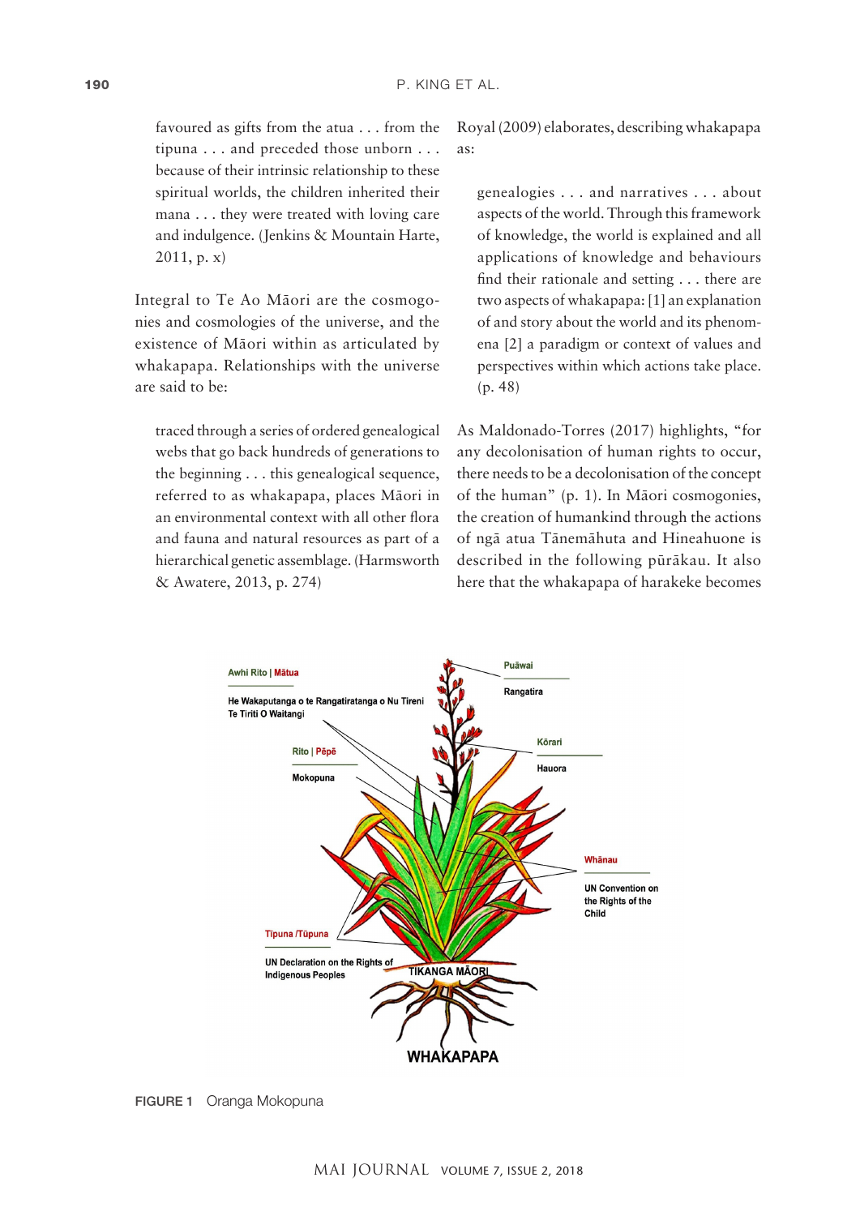> favoured as gifts from the atua . . . from the tipuna . . . and preceded those unborn . . . because of their intrinsic relationship to these spiritual worlds, the children inherited their mana . . . they were treated with loving care and indulgence. (Jenkins & Mountain Harte, 2011, p. x)

Integral to Te Ao Māori are the cosmogonies and cosmologies of the universe, and the existence of Māori within as articulated by whakapapa. Relationships with the universe are said to be:

> traced through a series of ordered genealogical webs that go back hundreds of generations to the beginning . . . this genealogical sequence, referred to as whakapapa, places Māori in an environmental context with all other flora and fauna and natural resources as part of a hierarchical genetic assemblage. (Harmsworth & Awatere, 2013, p. 274)

Royal (2009) elaborates, describing whakapapa as:

> genealogies . . . and narratives . . . about aspects of the world. Through this framework of knowledge, the world is explained and all applications of knowledge and behaviours find their rationale and setting . . . there are two aspects of whakapapa: [1] an explanation of and story about the world and its phenomena [2] a paradigm or context of values and perspectives within which actions take place. (p. 48)

As Maldonado-Torres (2017) highlights, "for any decolonisation of human rights to occur, there needs to be a decolonisation of the concept of the human" (p. 1). In Māori cosmogonies, the creation of humankind through the actions of ngā atua Tānemāhuta and Hineahuone is described in the following pūrākau. It also here that the whakapapa of harakeke becomes

FIGURE 1 Oranga Mokopuna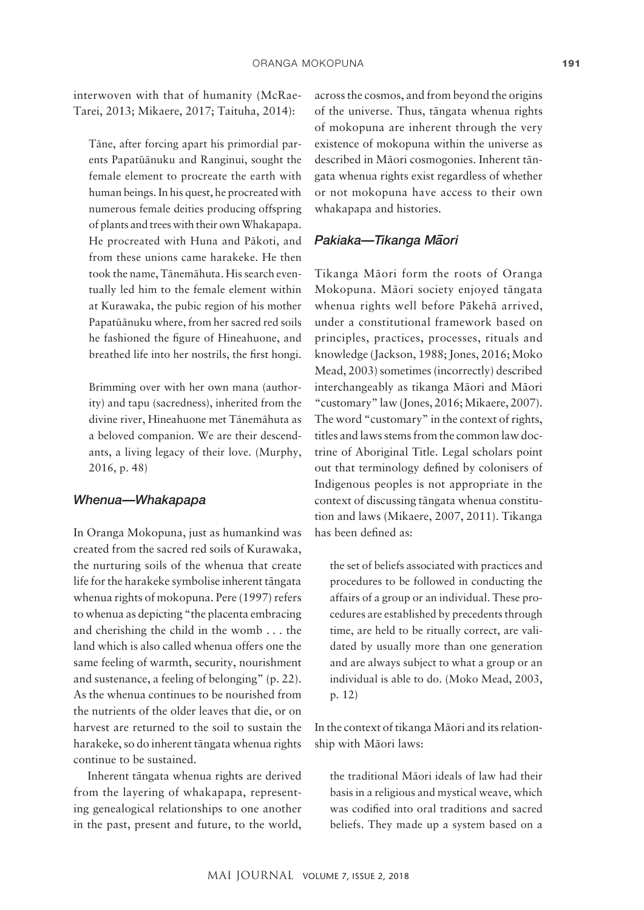interwoven with that of humanity (McRae-Tarei, 2013; Mikaere, 2017; Taituha, 2014):

> Tāne, after forcing apart his primordial parents Papatūānuku and Ranginui, sought the female element to procreate the earth with human beings. In his quest, he procreated with numerous female deities producing offspring of plants and trees with their own Whakapapa. He procreated with Huna and Pākoti, and from these unions came harakeke. He then took the name, Tānemāhuta. His search eventually led him to the female element within at Kurawaka, the pubic region of his mother Papatūānuku where, from her sacred red soils he fashioned the figure of Hineahuone, and breathed life into her nostrils, the first hongi.
>
> Brimming over with her own mana (authority) and tapu (sacredness), inherited from the divine river, Hineahuone met Tānemāhuta as a beloved companion. We are their descendants, a living legacy of their love. (Murphy, 2016, p. 48)

### *Whenua—Whakapapa*

In Oranga Mokopuna, just as humankind was created from the sacred red soils of Kurawaka, the nurturing soils of the whenua that create life for the harakeke symbolise inherent tāngata whenua rights of mokopuna. Pere (1997) refers to whenua as depicting "the placenta embracing and cherishing the child in the womb . . . the land which is also called whenua offers one the same feeling of warmth, security, nourishment and sustenance, a feeling of belonging" (p. 22). As the whenua continues to be nourished from the nutrients of the older leaves that die, or on harvest are returned to the soil to sustain the harakeke, so do inherent tāngata whenua rights continue to be sustained.

Inherent tāngata whenua rights are derived from the layering of whakapapa, representing genealogical relationships to one another in the past, present and future, to the world, across the cosmos, and from beyond the origins of the universe. Thus, tāngata whenua rights of mokopuna are inherent through the very existence of mokopuna within the universe as described in Māori cosmogonies. Inherent tāngata whenua rights exist regardless of whether or not mokopuna have access to their own whakapapa and histories.

### *Pakiaka—Tikanga Māori*

Tikanga Māori form the roots of Oranga Mokopuna. Māori society enjoyed tāngata whenua rights well before Pākehā arrived, under a constitutional framework based on principles, practices, processes, rituals and knowledge (Jackson, 1988; Jones, 2016; Moko Mead, 2003) sometimes (incorrectly) described interchangeably as tikanga Māori and Māori "customary" law (Jones, 2016; Mikaere, 2007). The word "customary" in the context of rights, titles and laws stems from the common law doctrine of Aboriginal Title. Legal scholars point out that terminology defined by colonisers of Indigenous peoples is not appropriate in the context of discussing tāngata whenua constitution and laws (Mikaere, 2007, 2011). Tikanga has been defined as:

> the set of beliefs associated with practices and procedures to be followed in conducting the affairs of a group or an individual. These procedures are established by precedents through time, are held to be ritually correct, are validated by usually more than one generation and are always subject to what a group or an individual is able to do. (Moko Mead, 2003, p. 12)

In the context of tikanga Māori and its relationship with Māori laws:

> the traditional Māori ideals of law had their basis in a religious and mystical weave, which was codified into oral traditions and sacred beliefs. They made up a system based on a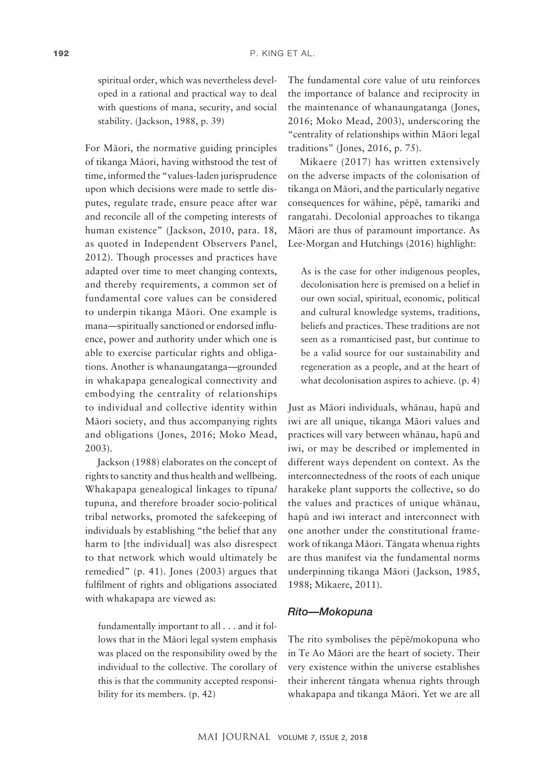spiritual order, which was nevertheless developed in a rational and practical way to deal with questions of mana, security, and social stability. (Jackson, 1988, p. 39)

For Māori, the normative guiding principles of tikanga Māori, having withstood the test of time, informed the "values-laden jurisprudence upon which decisions were made to settle disputes, regulate trade, ensure peace after war and reconcile all of the competing interests of human existence" (Jackson, 2010, para. 18, as quoted in Independent Observers Panel, 2012). Though processes and practices have adapted over time to meet changing contexts, and thereby requirements, a common set of fundamental core values can be considered to underpin tikanga Māori. One example is mana—spiritually sanctioned or endorsed influence, power and authority under which one is able to exercise particular rights and obligations. Another is whanaungatanga—grounded in whakapapa genealogical connectivity and embodying the centrality of relationships to individual and collective identity within Māori society, and thus accompanying rights and obligations (Jones, 2016; Moko Mead, 2003).

Jackson (1988) elaborates on the concept of rights to sanctity and thus health and wellbeing. Whakapapa genealogical linkages to tīpuna/tupuna, and therefore broader socio-political tribal networks, promoted the safekeeping of individuals by establishing "the belief that any harm to [the individual] was also disrespect to that network which would ultimately be remedied" (p. 41). Jones (2003) argues that fulfilment of rights and obligations associated with whakapapa are viewed as:

> fundamentally important to all . . . and it follows that in the Māori legal system emphasis was placed on the responsibility owed by the individual to the collective. The corollary of this is that the community accepted responsibility for its members. (p. 42)

The fundamental core value of utu reinforces the importance of balance and reciprocity in the maintenance of whanaungatanga (Jones, 2016; Moko Mead, 2003), underscoring the "centrality of relationships within Māori legal traditions" (Jones, 2016, p. 75).

Mikaere (2017) has written extensively on the adverse impacts of the colonisation of tikanga on Māori, and the particularly negative consequences for wāhine, pēpē, tamariki and rangatahi. Decolonial approaches to tikanga Māori are thus of paramount importance. As Lee-Morgan and Hutchings (2016) highlight:

> As is the case for other indigenous peoples, decolonisation here is premised on a belief in our own social, spiritual, economic, political and cultural knowledge systems, traditions, beliefs and practices. These traditions are not seen as a romanticised past, but continue to be a valid source for our sustainability and regeneration as a people, and at the heart of what decolonisation aspires to achieve. (p. 4)

Just as Māori individuals, whānau, hapū and iwi are all unique, tikanga Māori values and practices will vary between whānau, hapū and iwi, or may be described or implemented in different ways dependent on context. As the interconnectedness of the roots of each unique harakeke plant supports the collective, so do the values and practices of unique whānau, hapū and iwi interact and interconnect with one another under the constitutional framework of tikanga Māori. Tāngata whenua rights are thus manifest via the fundamental norms underpinning tikanga Māori (Jackson, 1985, 1988; Mikaere, 2011).

### *Rito—Mokopuna*

The rito symbolises the pēpē/mokopuna who in Te Ao Māori are the heart of society. Their very existence within the universe establishes their inherent tāngata whenua rights through whakapapa and tikanga Māori. Yet we are all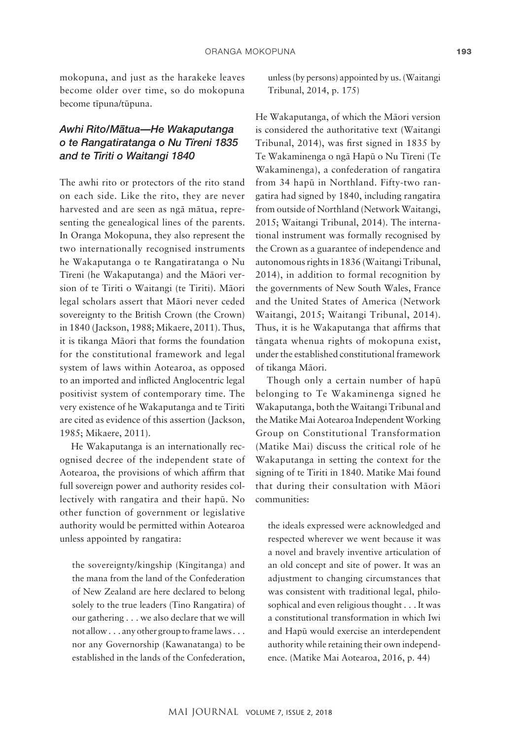mokopuna, and just as the harakeke leaves become older over time, so do mokopuna become tīpuna/tūpuna.

### *Awhi Rito/Mātua—He Wakaputanga o te Rangatiratanga o Nu Tīreni 1835 and te Tiriti o Waitangi 1840*

The awhi rito or protectors of the rito stand on each side. Like the rito, they are never harvested and are seen as ngā mātua, representing the genealogical lines of the parents. In Oranga Mokopuna, they also represent the two internationally recognised instruments he Wakaputanga o te Rangatiratanga o Nu Tīreni (he Wakaputanga) and the Māori version of te Tiriti o Waitangi (te Tiriti). Māori legal scholars assert that Māori never ceded sovereignty to the British Crown (the Crown) in 1840 (Jackson, 1988; Mikaere, 2011). Thus, it is tikanga Māori that forms the foundation for the constitutional framework and legal system of laws within Aotearoa, as opposed to an imported and inflicted Anglocentric legal positivist system of contemporary time. The very existence of he Wakaputanga and te Tiriti are cited as evidence of this assertion (Jackson, 1985; Mikaere, 2011).

He Wakaputanga is an internationally recognised decree of the independent state of Aotearoa, the provisions of which affirm that full sovereign power and authority resides collectively with rangatira and their hapū. No other function of government or legislative authority would be permitted within Aotearoa unless appointed by rangatira:

> the sovereignty/kingship (Kīngitanga) and the mana from the land of the Confederation of New Zealand are here declared to belong solely to the true leaders (Tino Rangatira) of our gathering . . . we also declare that we will not allow . . . any other group to frame laws . . . nor any Governorship (Kawanatanga) to be established in the lands of the Confederation, unless (by persons) appointed by us. (Waitangi Tribunal, 2014, p. 175)

He Wakaputanga, of which the Māori version is considered the authoritative text (Waitangi Tribunal, 2014), was first signed in 1835 by Te Wakaminenga o ngā Hapū o Nu Tīreni (Te Wakaminenga), a confederation of rangatira from 34 hapū in Northland. Fifty-two rangatira had signed by 1840, including rangatira from outside of Northland (Network Waitangi, 2015; Waitangi Tribunal, 2014). The international instrument was formally recognised by the Crown as a guarantee of independence and autonomous rights in 1836 (Waitangi Tribunal, 2014), in addition to formal recognition by the governments of New South Wales, France and the United States of America (Network Waitangi, 2015; Waitangi Tribunal, 2014). Thus, it is he Wakaputanga that affirms that tāngata whenua rights of mokopuna exist, under the established constitutional framework of tikanga Māori.

Though only a certain number of hapū belonging to Te Wakaminenga signed he Wakaputanga, both the Waitangi Tribunal and the Matike Mai Aotearoa Independent Working Group on Constitutional Transformation (Matike Mai) discuss the critical role of he Wakaputanga in setting the context for the signing of te Tiriti in 1840. Matike Mai found that during their consultation with Māori communities:

> the ideals expressed were acknowledged and respected wherever we went because it was a novel and bravely inventive articulation of an old concept and site of power. It was an adjustment to changing circumstances that was consistent with traditional legal, philosophical and even religious thought . . . It was a constitutional transformation in which Iwi and Hapū would exercise an interdependent authority while retaining their own independence. (Matike Mai Aotearoa, 2016, p. 44)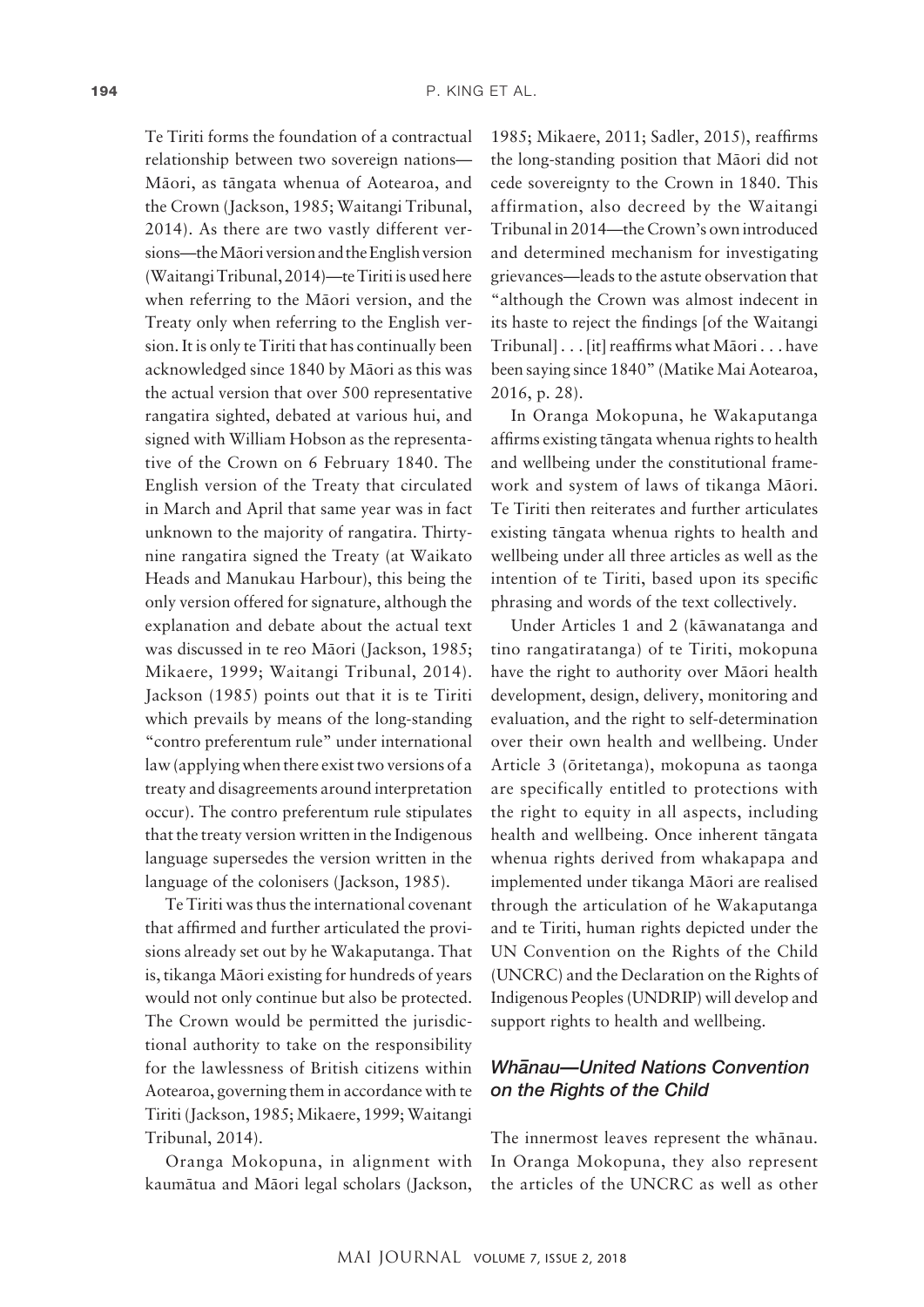Te Tiriti forms the foundation of a contractual relationship between two sovereign nations—Māori, as tāngata whenua of Aotearoa, and the Crown (Jackson, 1985; Waitangi Tribunal, 2014). As there are two vastly different versions—the Māori version and the English version (Waitangi Tribunal, 2014)—te Tiriti is used here when referring to the Māori version, and the Treaty only when referring to the English version. It is only te Tiriti that has continually been acknowledged since 1840 by Māori as this was the actual version that over 500 representative rangatira sighted, debated at various hui, and signed with William Hobson as the representative of the Crown on 6 February 1840. The English version of the Treaty that circulated in March and April that same year was in fact unknown to the majority of rangatira. Thirty-nine rangatira signed the Treaty (at Waikato Heads and Manukau Harbour), this being the only version offered for signature, although the explanation and debate about the actual text was discussed in te reo Māori (Jackson, 1985; Mikaere, 1999; Waitangi Tribunal, 2014). Jackson (1985) points out that it is te Tiriti which prevails by means of the long-standing "contro preferentum rule" under international law (applying when there exist two versions of a treaty and disagreements around interpretation occur). The contro preferentum rule stipulates that the treaty version written in the Indigenous language supersedes the version written in the language of the colonisers (Jackson, 1985).

Te Tiriti was thus the international covenant that affirmed and further articulated the provisions already set out by he Wakaputanga. That is, tikanga Māori existing for hundreds of years would not only continue but also be protected. The Crown would be permitted the jurisdictional authority to take on the responsibility for the lawlessness of British citizens within Aotearoa, governing them in accordance with te Tiriti (Jackson, 1985; Mikaere, 1999; Waitangi Tribunal, 2014).

Oranga Mokopuna, in alignment with kaumātua and Māori legal scholars (Jackson, 1985; Mikaere, 2011; Sadler, 2015), reaffirms the long-standing position that Māori did not cede sovereignty to the Crown in 1840. This affirmation, also decreed by the Waitangi Tribunal in 2014—the Crown's own introduced and determined mechanism for investigating grievances—leads to the astute observation that "although the Crown was almost indecent in its haste to reject the findings [of the Waitangi Tribunal] . . . [it] reaffirms what Māori . . . have been saying since 1840" (Matike Mai Aotearoa, 2016, p. 28).

In Oranga Mokopuna, he Wakaputanga affirms existing tāngata whenua rights to health and wellbeing under the constitutional framework and system of laws of tikanga Māori. Te Tiriti then reiterates and further articulates existing tāngata whenua rights to health and wellbeing under all three articles as well as the intention of te Tiriti, based upon its specific phrasing and words of the text collectively.

Under Articles 1 and 2 (kāwanatanga and tino rangatiratanga) of te Tiriti, mokopuna have the right to authority over Māori health development, design, delivery, monitoring and evaluation, and the right to self-determination over their own health and wellbeing. Under Article 3 (ōritetanga), mokopuna as taonga are specifically entitled to protections with the right to equity in all aspects, including health and wellbeing. Once inherent tāngata whenua rights derived from whakapapa and implemented under tikanga Māori are realised through the articulation of he Wakaputanga and te Tiriti, human rights depicted under the UN Convention on the Rights of the Child (UNCRC) and the Declaration on the Rights of Indigenous Peoples (UNDRIP) will develop and support rights to health and wellbeing.

### *Whānau—United Nations Convention on the Rights of the Child*

The innermost leaves represent the whānau. In Oranga Mokopuna, they also represent the articles of the UNCRC as well as other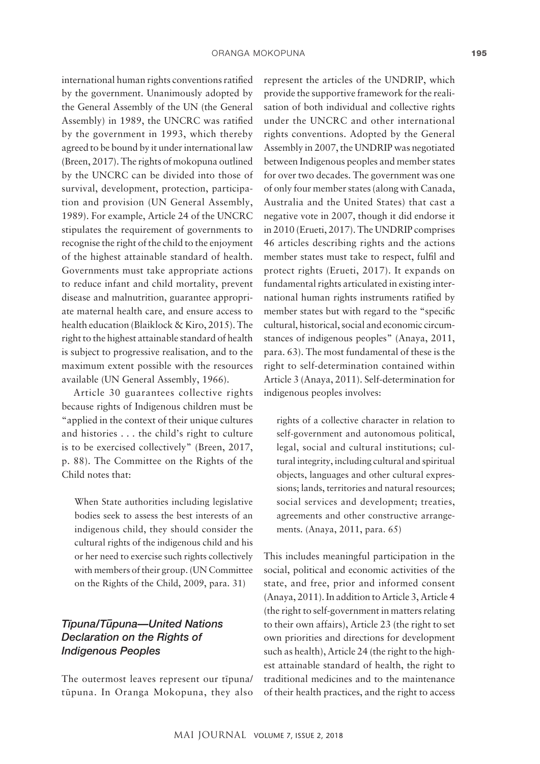international human rights conventions ratified by the government. Unanimously adopted by the General Assembly of the UN (the General Assembly) in 1989, the UNCRC was ratified by the government in 1993, which thereby agreed to be bound by it under international law (Breen, 2017). The rights of mokopuna outlined by the UNCRC can be divided into those of survival, development, protection, participation and provision (UN General Assembly, 1989). For example, Article 24 of the UNCRC stipulates the requirement of governments to recognise the right of the child to the enjoyment of the highest attainable standard of health. Governments must take appropriate actions to reduce infant and child mortality, prevent disease and malnutrition, guarantee appropriate maternal health care, and ensure access to health education (Blaiklock & Kiro, 2015). The right to the highest attainable standard of health is subject to progressive realisation, and to the maximum extent possible with the resources available (UN General Assembly, 1966).

Article 30 guarantees collective rights because rights of Indigenous children must be "applied in the context of their unique cultures and histories . . . the child's right to culture is to be exercised collectively" (Breen, 2017, p. 88). The Committee on the Rights of the Child notes that:

> When State authorities including legislative bodies seek to assess the best interests of an indigenous child, they should consider the cultural rights of the indigenous child and his or her need to exercise such rights collectively with members of their group. (UN Committee on the Rights of the Child, 2009, para. 31)

### *Tīpuna/Tūpuna—United Nations Declaration on the Rights of Indigenous Peoples*

The outermost leaves represent our tīpuna/tūpuna. In Oranga Mokopuna, they also represent the articles of the UNDRIP, which provide the supportive framework for the realisation of both individual and collective rights under the UNCRC and other international rights conventions. Adopted by the General Assembly in 2007, the UNDRIP was negotiated between Indigenous peoples and member states for over two decades. The government was one of only four member states (along with Canada, Australia and the United States) that cast a negative vote in 2007, though it did endorse it in 2010 (Erueti, 2017). The UNDRIP comprises 46 articles describing rights and the actions member states must take to respect, fulfil and protect rights (Erueti, 2017). It expands on fundamental rights articulated in existing international human rights instruments ratified by member states but with regard to the "specific cultural, historical, social and economic circumstances of indigenous peoples" (Anaya, 2011, para. 63). The most fundamental of these is the right to self-determination contained within Article 3 (Anaya, 2011). Self-determination for indigenous peoples involves:

> rights of a collective character in relation to self-government and autonomous political, legal, social and cultural institutions; cultural integrity, including cultural and spiritual objects, languages and other cultural expressions; lands, territories and natural resources; social services and development; treaties, agreements and other constructive arrangements. (Anaya, 2011, para. 65)

This includes meaningful participation in the social, political and economic activities of the state, and free, prior and informed consent (Anaya, 2011). In addition to Article 3, Article 4 (the right to self-government in matters relating to their own affairs), Article 23 (the right to set own priorities and directions for development such as health), Article 24 (the right to the highest attainable standard of health, the right to traditional medicines and to the maintenance of their health practices, and the right to access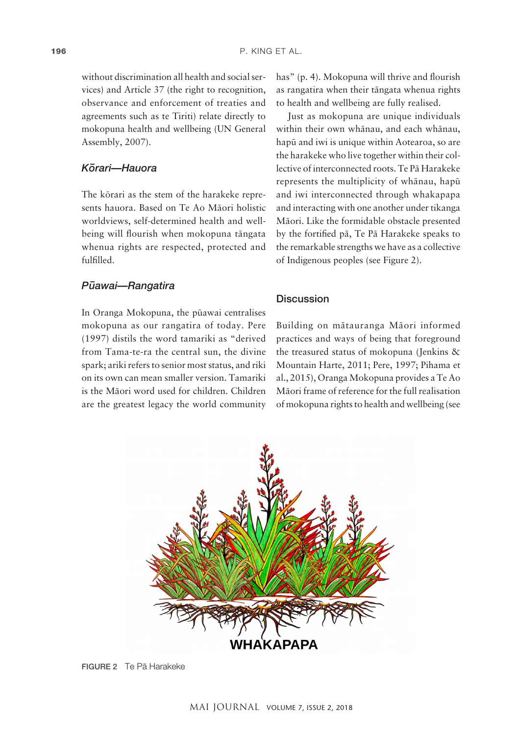without discrimination all health and social services) and Article 37 (the right to recognition, observance and enforcement of treaties and agreements such as te Tiriti) relate directly to mokopuna health and wellbeing (UN General Assembly, 2007).

### *Kōrari—Hauora*

The kōrari as the stem of the harakeke represents hauora. Based on Te Ao Māori holistic worldviews, self-determined health and wellbeing will flourish when mokopuna tāngata whenua rights are respected, protected and fulfilled.

### *Pūawai—Rangatira*

In Oranga Mokopuna, the pūawai centralises mokopuna as our rangatira of today. Pere (1997) distils the word tamariki as "derived from Tama-te-ra the central sun, the divine spark; ariki refers to senior most status, and riki on its own can mean smaller version. Tamariki is the Māori word used for children. Children are the greatest legacy the world community has" (p. 4). Mokopuna will thrive and flourish as rangatira when their tāngata whenua rights to health and wellbeing are fully realised.

Just as mokopuna are unique individuals within their own whānau, and each whānau, hapū and iwi is unique within Aotearoa, so are the harakeke who live together within their collective of interconnected roots. Te Pā Harakeke represents the multiplicity of whānau, hapū and iwi interconnected through whakapapa and interacting with one another under tikanga Māori. Like the formidable obstacle presented by the fortified pā, Te Pā Harakeke speaks to the remarkable strengths we have as a collective of Indigenous peoples (see Figure 2).

## Discussion

Building on mātauranga Māori informed practices and ways of being that foreground the treasured status of mokopuna (Jenkins & Mountain Harte, 2011; Pere, 1997; Pihama et al., 2015), Oranga Mokopuna provides a Te Ao Māori frame of reference for the full realisation of mokopuna rights to health and wellbeing (see

FIGURE 2 Te Pā Harakeke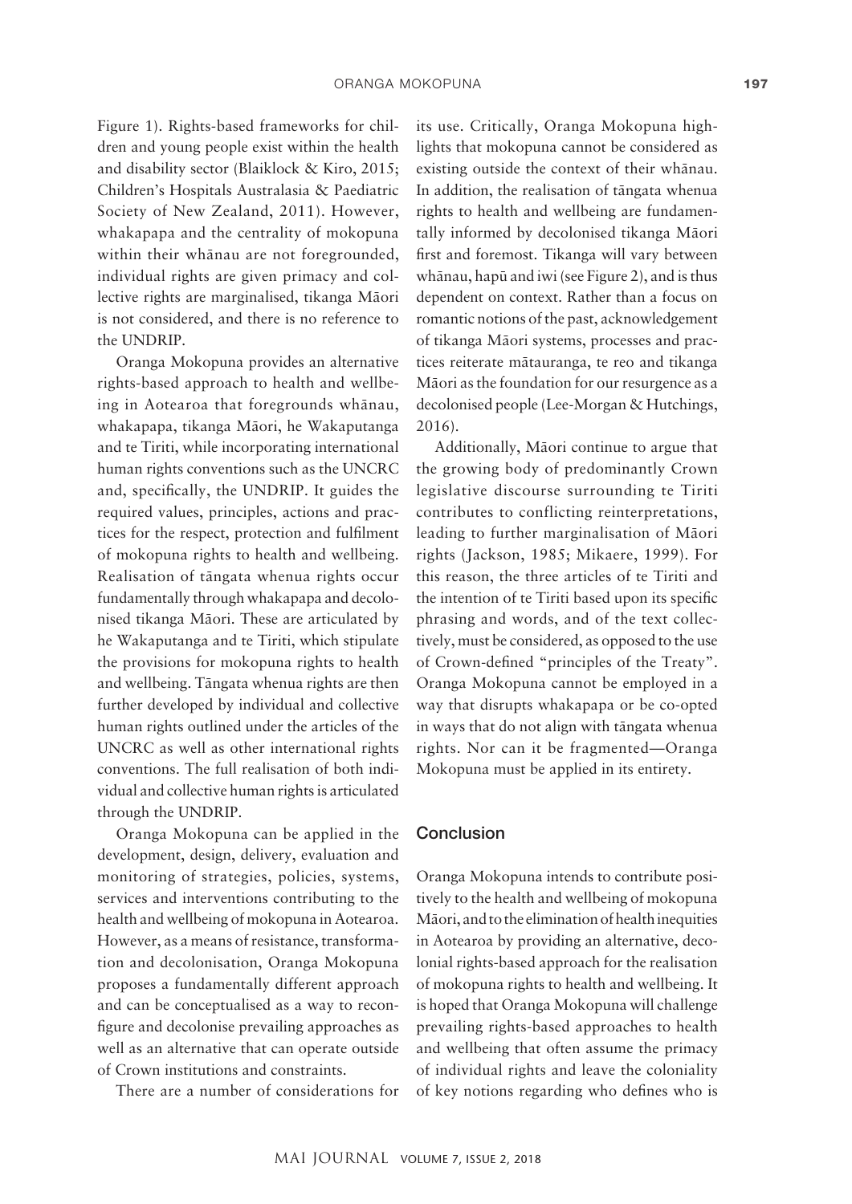Figure 1). Rights-based frameworks for children and young people exist within the health and disability sector (Blaiklock & Kiro, 2015; Children's Hospitals Australasia & Paediatric Society of New Zealand, 2011). However, whakapapa and the centrality of mokopuna within their whānau are not foregrounded, individual rights are given primacy and collective rights are marginalised, tikanga Māori is not considered, and there is no reference to the UNDRIP.

Oranga Mokopuna provides an alternative rights-based approach to health and wellbeing in Aotearoa that foregrounds whānau, whakapapa, tikanga Māori, he Wakaputanga and te Tiriti, while incorporating international human rights conventions such as the UNCRC and, specifically, the UNDRIP. It guides the required values, principles, actions and practices for the respect, protection and fulfilment of mokopuna rights to health and wellbeing. Realisation of tāngata whenua rights occur fundamentally through whakapapa and decolonised tikanga Māori. These are articulated by he Wakaputanga and te Tiriti, which stipulate the provisions for mokopuna rights to health and wellbeing. Tāngata whenua rights are then further developed by individual and collective human rights outlined under the articles of the UNCRC as well as other international rights conventions. The full realisation of both individual and collective human rights is articulated through the UNDRIP.

Oranga Mokopuna can be applied in the development, design, delivery, evaluation and monitoring of strategies, policies, systems, services and interventions contributing to the health and wellbeing of mokopuna in Aotearoa. However, as a means of resistance, transformation and decolonisation, Oranga Mokopuna proposes a fundamentally different approach and can be conceptualised as a way to reconfigure and decolonise prevailing approaches as well as an alternative that can operate outside of Crown institutions and constraints.

There are a number of considerations for its use. Critically, Oranga Mokopuna highlights that mokopuna cannot be considered as existing outside the context of their whānau. In addition, the realisation of tāngata whenua rights to health and wellbeing are fundamentally informed by decolonised tikanga Māori first and foremost. Tikanga will vary between whānau, hapū and iwi (see Figure 2), and is thus dependent on context. Rather than a focus on romantic notions of the past, acknowledgement of tikanga Māori systems, processes and practices reiterate mātauranga, te reo and tikanga Māori as the foundation for our resurgence as a decolonised people (Lee-Morgan & Hutchings, 2016).

Additionally, Māori continue to argue that the growing body of predominantly Crown legislative discourse surrounding te Tiriti contributes to conflicting reinterpretations, leading to further marginalisation of Māori rights (Jackson, 1985; Mikaere, 1999). For this reason, the three articles of te Tiriti and the intention of te Tiriti based upon its specific phrasing and words, and of the text collectively, must be considered, as opposed to the use of Crown-defined "principles of the Treaty". Oranga Mokopuna cannot be employed in a way that disrupts whakapapa or be co-opted in ways that do not align with tāngata whenua rights. Nor can it be fragmented—Oranga Mokopuna must be applied in its entirety.

## Conclusion

Oranga Mokopuna intends to contribute positively to the health and wellbeing of mokopuna Māori, and to the elimination of health inequities in Aotearoa by providing an alternative, decolonial rights-based approach for the realisation of mokopuna rights to health and wellbeing. It is hoped that Oranga Mokopuna will challenge prevailing rights-based approaches to health and wellbeing that often assume the primacy of individual rights and leave the coloniality of key notions regarding who defines who is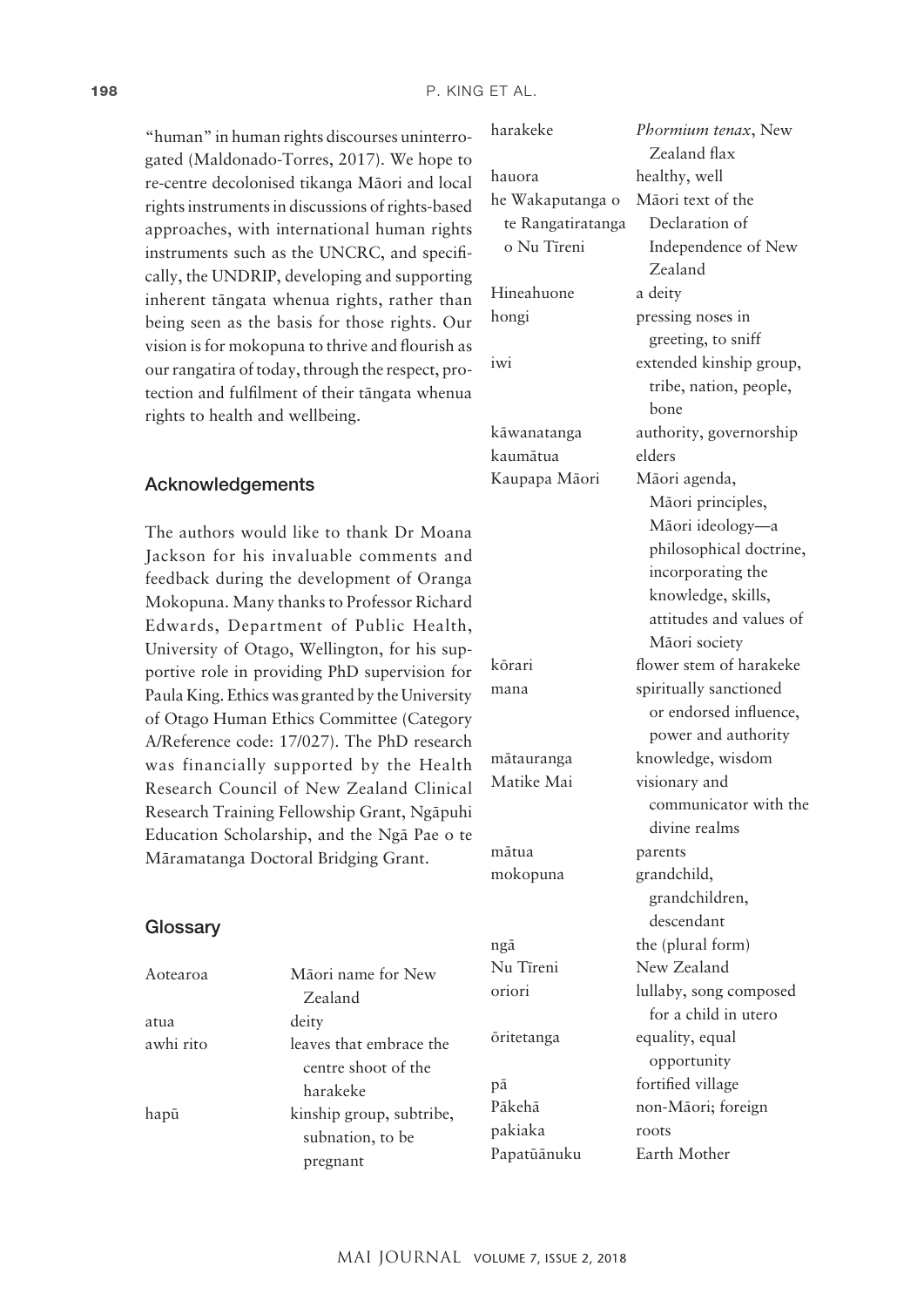"human" in human rights discourses uninterrogated (Maldonado-Torres, 2017). We hope to re-centre decolonised tikanga Māori and local rights instruments in discussions of rights-based approaches, with international human rights instruments such as the UNCRC, and specifically, the UNDRIP, developing and supporting inherent tāngata whenua rights, rather than being seen as the basis for those rights. Our vision is for mokopuna to thrive and flourish as our rangatira of today, through the respect, protection and fulfilment of their tāngata whenua rights to health and wellbeing.

## Acknowledgements

The authors would like to thank Dr Moana Jackson for his invaluable comments and feedback during the development of Oranga Mokopuna. Many thanks to Professor Richard Edwards, Department of Public Health, University of Otago, Wellington, for his supportive role in providing PhD supervision for Paula King. Ethics was granted by the University of Otago Human Ethics Committee (Category A/Reference code: 17/027). The PhD research was financially supported by the Health Research Council of New Zealand Clinical Research Training Fellowship Grant, Ngāpuhi Education Scholarship, and the Ngā Pae o te Māramatanga Doctoral Bridging Grant.

## Glossary

| | |
|---|---|
| Aotearoa | Māori name for New Zealand |
| atua | deity |
| awhi rito | leaves that embrace the centre shoot of the harakeke |
| hapū | kinship group, subtribe, subnation, to be pregnant |
| harakeke | *Phormium tenax*, New Zealand flax |
| hauora | healthy, well |
| he Wakaputanga o te Rangatiratanga o Nu Tīreni | Māori text of the Declaration of Independence of New Zealand |
| Hineahuone | a deity |
| hongi | pressing noses in greeting, to sniff |
| iwi | extended kinship group, tribe, nation, people, bone |
| kāwanatanga | authority, governorship |
| kaumātua | elders |
| Kaupapa Māori | Māori agenda, Māori principles, Māori ideology—a philosophical doctrine, incorporating the knowledge, skills, attitudes and values of Māori society |
| kōrari | flower stem of harakeke |
| mana | spiritually sanctioned or endorsed influence, power and authority |
| mātauranga | knowledge, wisdom |
| Matike Mai | visionary and communicator with the divine realms |
| mātua | parents |
| mokopuna | grandchild, grandchildren, descendant |
| ngā | the (plural form) |
| Nu Tīreni | New Zealand |
| oriori | lullaby, song composed for a child in utero |
| ōritetanga | equality, equal opportunity |
| pā | fortified village |
| Pākehā | non-Māori; foreign |
| pakiaka | roots |
| Papatūānuku | Earth Mother |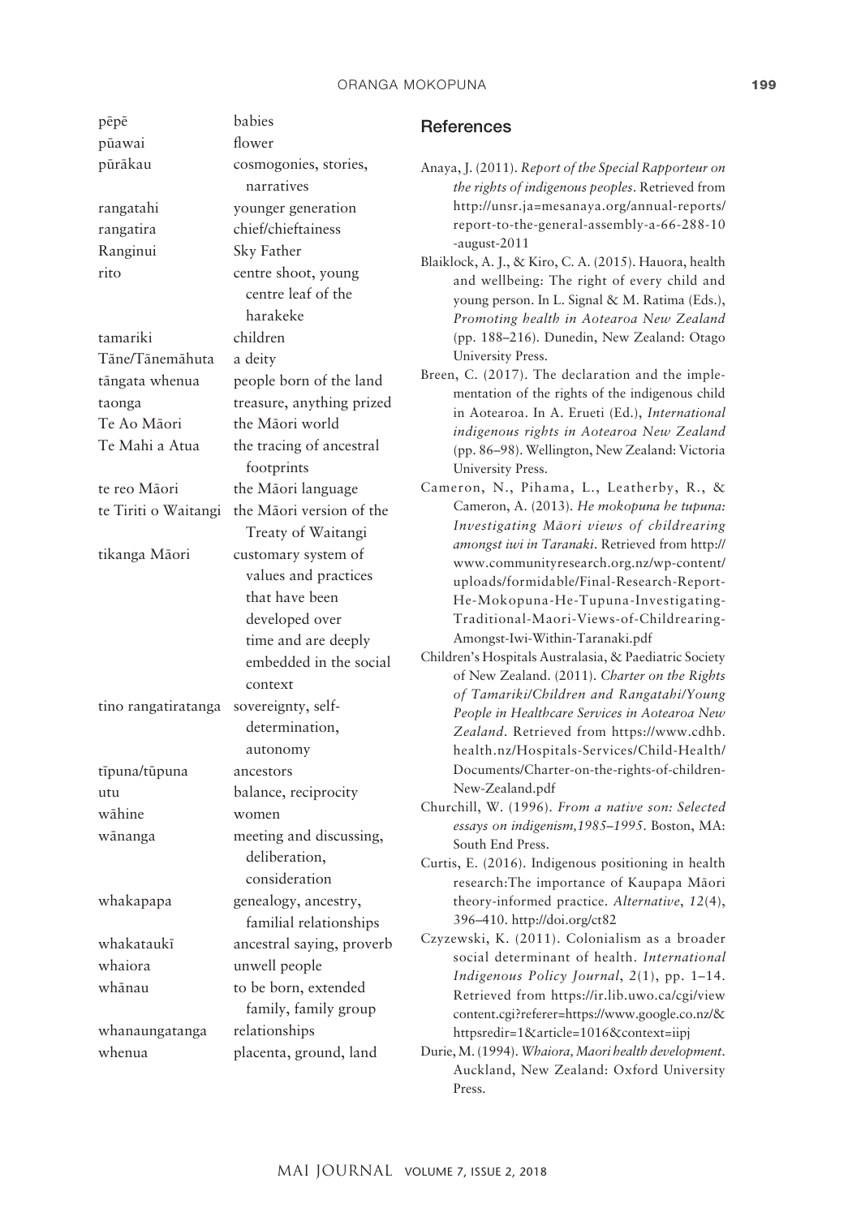| | |
|---|---|
| pēpē | babies |
| pūawai | flower |
| pūrākau | cosmogonies, stories, narratives |
| rangatahi | younger generation |
| rangatira | chief/chieftainess |
| Ranginui | Sky Father |
| rito | centre shoot, young centre leaf of the harakeke |
| tamariki | children |
| Tāne/Tānemāhuta | a deity |
| tāngata whenua | people born of the land |
| taonga | treasure, anything prized |
| Te Ao Māori | the Māori world |
| Te Mahi a Atua | the tracing of ancestral footprints |
| te reo Māori | the Māori language |
| te Tiriti o Waitangi | the Māori version of the Treaty of Waitangi |
| tikanga Māori | customary system of values and practices that have been developed over time and are deeply embedded in the social context |
| tino rangatiratanga | sovereignty, self-determination, autonomy |
| tīpuna/tūpuna | ancestors |
| utu | balance, reciprocity |
| wāhine | women |
| wānanga | meeting and discussing, deliberation, consideration |
| whakapapa | genealogy, ancestry, familial relationships |
| whakataukī | ancestral saying, proverb |
| whaiora | unwell people |
| whānau | to be born, extended family, family group |
| whanaungatanga | relationships |
| whenua | placenta, ground, land |

## References

Anaya, J. (2011). *Report of the Special Rapporteur on the rights of indigenous peoples*. Retrieved from http://unsr.ja=mesanaya.org/annual-reports/report-to-the-general-assembly-a-66-288-10-august-2011

Blaiklock, A. J., & Kiro, C. A. (2015). Hauora, health and wellbeing: The right of every child and young person. In L. Signal & M. Ratima (Eds.), *Promoting health in Aotearoa New Zealand* (pp. 188–216). Dunedin, New Zealand: Otago University Press.

Breen, C. (2017). The declaration and the implementation of the rights of the indigenous child in Aotearoa. In A. Erueti (Ed.), *International indigenous rights in Aotearoa New Zealand* (pp. 86–98). Wellington, New Zealand: Victoria University Press.

Cameron, N., Pihama, L., Leatherby, R., & Cameron, A. (2013). *He mokopuna he tupuna: Investigating Māori views of childrearing amongst iwi in Taranaki*. Retrieved from http://www.communityresearch.org.nz/wp-content/uploads/formidable/Final-Research-Report-He-Mokopuna-He-Tupuna-Investigating-Traditional-Maori-Views-of-Childrearing-Amongst-Iwi-Within-Taranaki.pdf

Children's Hospitals Australasia, & Paediatric Society of New Zealand. (2011). *Charter on the Rights of Tamariki/Children and Rangatahi/Young People in Healthcare Services in Aotearoa New Zealand*. Retrieved from https://www.cdhb.health.nz/Hospitals-Services/Child-Health/Documents/Charter-on-the-rights-of-children-New-Zealand.pdf

Churchill, W. (1996). *From a native son: Selected essays on indigenism,1985–1995*. Boston, MA: South End Press.

Curtis, E. (2016). Indigenous positioning in health research:The importance of Kaupapa Māori theory-informed practice. *Alternative*, *12*(4), 396–410. http://doi.org/ct82

Czyzewski, K. (2011). Colonialism as a broader social determinant of health. *International Indigenous Policy Journal*, *2*(1), pp. 1–14. Retrieved from https://ir.lib.uwo.ca/cgi/viewcontent.cgi?referer=https://www.google.co.nz/&httpsredir=1&article=1016&context=iipj

Durie, M. (1994). *Whaiora, Maori health development*. Auckland, New Zealand: Oxford University Press.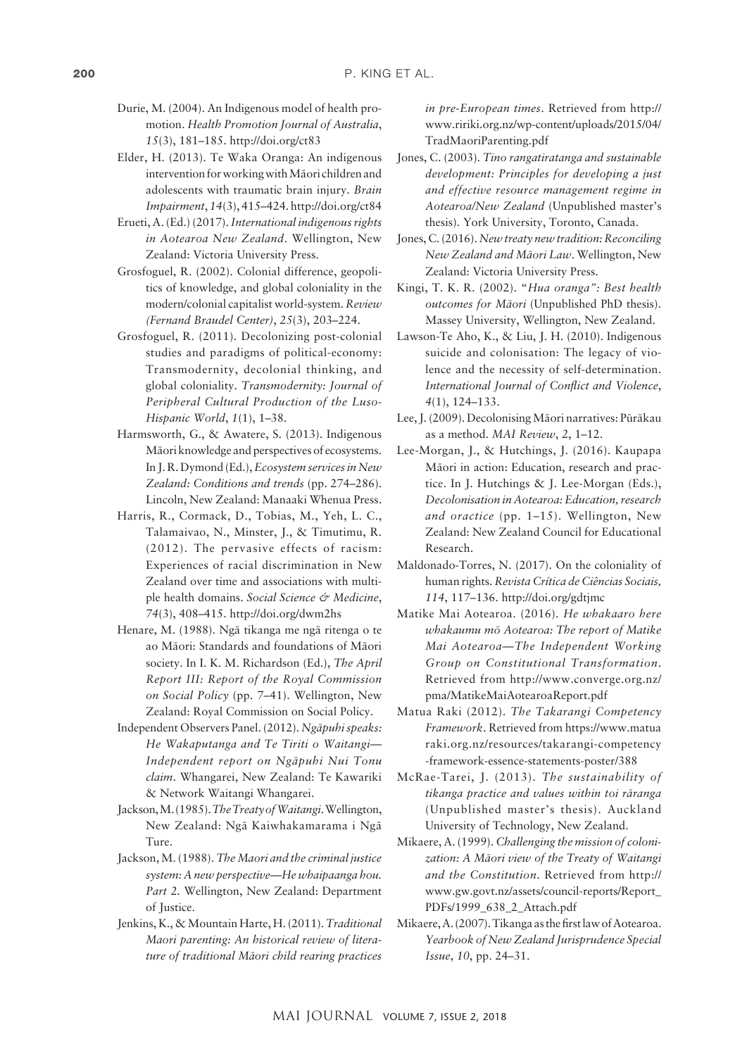Durie, M. (2004). An Indigenous model of health promotion. *Health Promotion Journal of Australia*, *15*(3), 181–185. http://doi.org/ct83

Elder, H. (2013). Te Waka Oranga: An indigenous intervention for working with Māori children and adolescents with traumatic brain injury. *Brain Impairment*, *14*(3), 415–424. http://doi.org/ct84

Erueti, A. (Ed.) (2017). *International indigenous rights in Aotearoa New Zealand*. Wellington, New Zealand: Victoria University Press.

Grosfoguel, R. (2002). Colonial difference, geopolitics of knowledge, and global coloniality in the modern/colonial capitalist world-system. *Review (Fernand Braudel Center)*, *25*(3), 203–224.

Grosfoguel, R. (2011). Decolonizing post-colonial studies and paradigms of political-economy: Transmodernity, decolonial thinking, and global coloniality. *Transmodernity: Journal of Peripheral Cultural Production of the Luso-Hispanic World*, *1*(1), 1–38.

Harmsworth, G., & Awatere, S. (2013). Indigenous Māori knowledge and perspectives of ecosystems. In J. R. Dymond (Ed.), *Ecosystem services in New Zealand: Conditions and trends* (pp. 274–286). Lincoln, New Zealand: Manaaki Whenua Press.

Harris, R., Cormack, D., Tobias, M., Yeh, L. C., Talamaivao, N., Minster, J., & Timutimu, R. (2012). The pervasive effects of racism: Experiences of racial discrimination in New Zealand over time and associations with multiple health domains. *Social Science & Medicine*, *74*(3), 408–415. http://doi.org/dwm2hs

Henare, M. (1988). Ngā tikanga me ngā ritenga o te ao Māori: Standards and foundations of Māori society. In I. K. M. Richardson (Ed.), *The April Report III: Report of the Royal Commission on Social Policy* (pp. 7–41). Wellington, New Zealand: Royal Commission on Social Policy.

Independent Observers Panel. (2012). *Ngāpuhi speaks: He Wakaputanga and Te Tiriti o Waitangi—Independent report on Ngāpuhi Nui Tonu claim*. Whangarei, New Zealand: Te Kawariki & Network Waitangi Whangarei.

Jackson, M. (1985). *The Treaty of Waitangi*. Wellington, New Zealand: Ngā Kaiwhakamarama i Ngā Ture.

Jackson, M. (1988). *The Maori and the criminal justice system: A new perspective—He whaipaanga hou. Part 2.* Wellington, New Zealand: Department of Justice.

Jenkins, K., & Mountain Harte, H. (2011). *Traditional Maori parenting: An historical review of literature of traditional Māori child rearing practices in pre-European times*. Retrieved from http://www.ririki.org.nz/wp-content/uploads/2015/04/TradMaoriParenting.pdf

Jones, C. (2003). *Tino rangatiratanga and sustainable development: Principles for developing a just and effective resource management regime in Aotearoa/New Zealand* (Unpublished master's thesis). York University, Toronto, Canada.

Jones, C. (2016). *New treaty new tradition: Reconciling New Zealand and Māori Law*. Wellington, New Zealand: Victoria University Press.

Kingi, T. K. R. (2002). "*Hua oranga": Best health outcomes for Māori* (Unpublished PhD thesis). Massey University, Wellington, New Zealand.

Lawson-Te Aho, K., & Liu, J. H. (2010). Indigenous suicide and colonisation: The legacy of violence and the necessity of self-determination. *International Journal of Conflict and Violence*, *4*(1), 124–133.

Lee, J. (2009). Decolonising Māori narratives: Pūrākau as a method. *MAI Review*, *2*, 1–12.

Lee-Morgan, J., & Hutchings, J. (2016). Kaupapa Māori in action: Education, research and practice. In J. Hutchings & J. Lee-Morgan (Eds.), *Decolonisation in Aotearoa: Education, research and oractice* (pp. 1–15). Wellington, New Zealand: New Zealand Council for Educational Research.

Maldonado-Torres, N. (2017). On the coloniality of human rights. *Revista Crítica de Ciências Sociais, 114*, 117–136. http://doi.org/gdtjmc

Matike Mai Aotearoa. (2016). *He whakaaro here whakaumu mō Aotearoa: The report of Matike Mai Aotearoa—The Independent Working Group on Constitutional Transformation*. Retrieved from http://www.converge.org.nz/pma/MatikeMaiAotearoaReport.pdf

Matua Raki (2012). *The Takarangi Competency Framework*. Retrieved from https://www.matuaraki.org.nz/resources/takarangi-competency-framework-essence-statements-poster/388

McRae-Tarei, J. (2013). *The sustainability of tikanga practice and values within toi rāranga* (Unpublished master's thesis). Auckland University of Technology, New Zealand.

Mikaere, A. (1999). *Challenging the mission of colonization: A Māori view of the Treaty of Waitangi and the Constitution*. Retrieved from http://www.gw.govt.nz/assets/council-reports/Report_PDFs/1999_638_2_Attach.pdf

Mikaere, A. (2007). Tikanga as the first law of Aotearoa. *Yearbook of New Zealand Jurisprudence Special Issue*, *10*, pp. 24–31.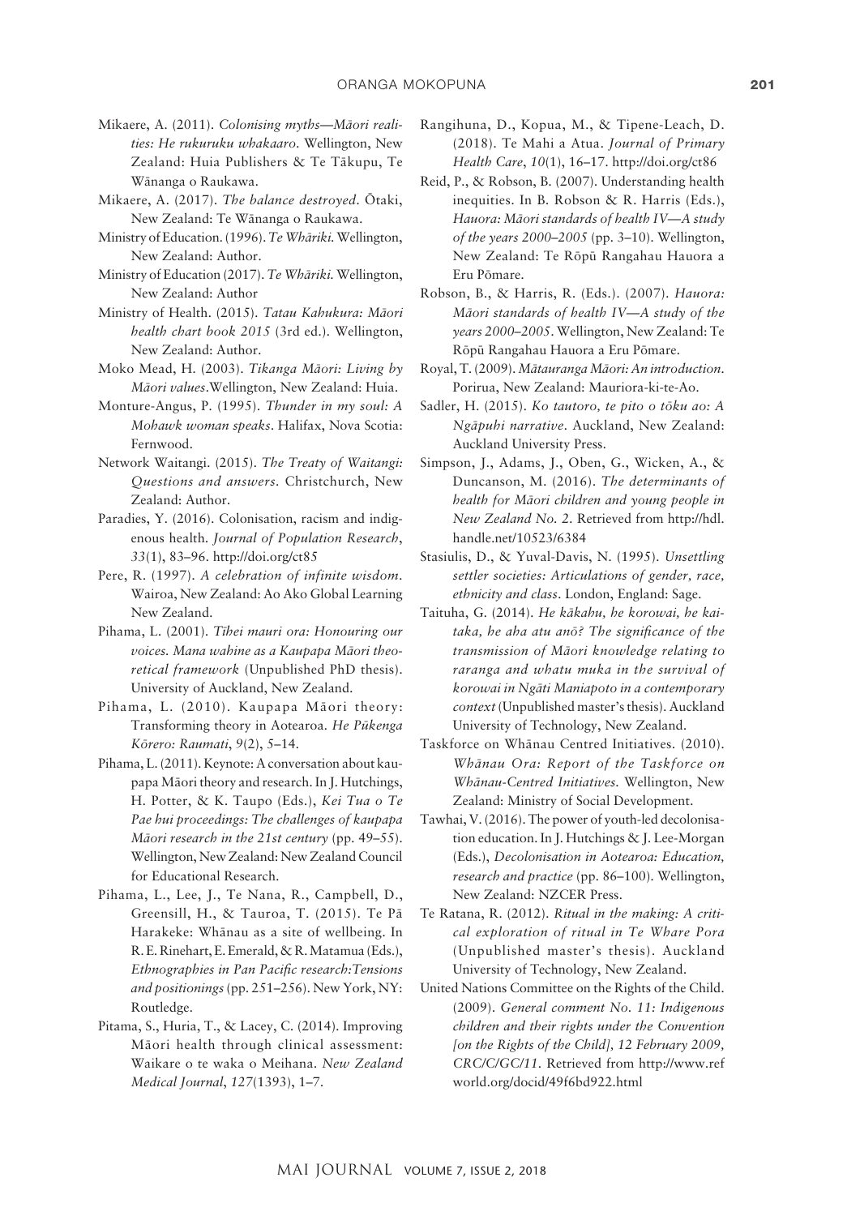Mikaere, A. (2011). *Colonising myths—Māori realities: He rukuruku whakaaro*. Wellington, New Zealand: Huia Publishers & Te Tākupu, Te Wānanga o Raukawa.

Mikaere, A. (2017). *The balance destroyed*. Ōtaki, New Zealand: Te Wānanga o Raukawa.

Ministry of Education. (1996). *Te Whāriki*. Wellington, New Zealand: Author.

Ministry of Education (2017). *Te Whāriki*. Wellington, New Zealand: Author

Ministry of Health. (2015). *Tatau Kahukura: Māori health chart book 2015* (3rd ed.). Wellington, New Zealand: Author.

Moko Mead, H. (2003). *Tikanga Māori: Living by Māori values*.Wellington, New Zealand: Huia.

Monture-Angus, P. (1995). *Thunder in my soul: A Mohawk woman speaks*. Halifax, Nova Scotia: Fernwood.

Network Waitangi. (2015). *The Treaty of Waitangi: Questions and answers*. Christchurch, New Zealand: Author.

Paradies, Y. (2016). Colonisation, racism and indigenous health. *Journal of Population Research*, *33*(1), 83–96. http://doi.org/ct85

Pere, R. (1997). *A celebration of infinite wisdom*. Wairoa, New Zealand: Ao Ako Global Learning New Zealand.

Pihama, L. (2001). *Tīhei mauri ora: Honouring our voices. Mana wahine as a Kaupapa Māori theoretical framework* (Unpublished PhD thesis). University of Auckland, New Zealand.

Pihama, L. (2010). Kaupapa Māori theory: Transforming theory in Aotearoa. *He Pūkenga Kōrero: Raumati*, *9*(2), 5–14.

Pihama, L. (2011). Keynote: A conversation about kaupapa Māori theory and research. In J. Hutchings, H. Potter, & K. Taupo (Eds.), *Kei Tua o Te Pae hui proceedings: The challenges of kaupapa Māori research in the 21st century* (pp. 49–55). Wellington, New Zealand: New Zealand Council for Educational Research.

Pihama, L., Lee, J., Te Nana, R., Campbell, D., Greensill, H., & Tauroa, T. (2015). Te Pā Harakeke: Whānau as a site of wellbeing. In R. E. Rinehart, E. Emerald, & R. Matamua (Eds.), *Ethnographies in Pan Pacific research:Tensions and positionings* (pp. 251–256). New York, NY: Routledge.

Pitama, S., Huria, T., & Lacey, C. (2014). Improving Māori health through clinical assessment: Waikare o te waka o Meihana. *New Zealand Medical Journal*, *127*(1393), 1–7.

Rangihuna, D., Kopua, M., & Tipene-Leach, D. (2018). Te Mahi a Atua. *Journal of Primary Health Care*, *10*(1), 16–17. http://doi.org/ct86

Reid, P., & Robson, B. (2007). Understanding health inequities. In B. Robson & R. Harris (Eds.), *Hauora: Māori standards of health IV—A study of the years 2000–2005* (pp. 3–10). Wellington, New Zealand: Te Rōpū Rangahau Hauora a Eru Pōmare.

Robson, B., & Harris, R. (Eds.). (2007). *Hauora: Māori standards of health IV—A study of the years 2000–2005*. Wellington, New Zealand: Te Rōpū Rangahau Hauora a Eru Pōmare.

Royal, T. (2009). *Mātauranga Māori: An introduction*. Porirua, New Zealand: Mauriora-ki-te-Ao.

Sadler, H. (2015). *Ko tautoro, te pito o tōku ao: A Ngāpuhi narrative*. Auckland, New Zealand: Auckland University Press.

Simpson, J., Adams, J., Oben, G., Wicken, A., & Duncanson, M. (2016). *The determinants of health for Māori children and young people in New Zealand No. 2*. Retrieved from http://hdl.handle.net/10523/6384

Stasiulis, D., & Yuval-Davis, N. (1995). *Unsettling settler societies: Articulations of gender, race, ethnicity and class*. London, England: Sage.

Taituha, G. (2014). *He kākahu, he korowai, he kaitaka, he aha atu anō? The significance of the transmission of Māori knowledge relating to raranga and whatu muka in the survival of korowai in Ngāti Maniapoto in a contemporary context* (Unpublished master's thesis). Auckland University of Technology, New Zealand.

Taskforce on Whānau Centred Initiatives. (2010). *Whānau Ora: Report of the Taskforce on Whānau-Centred Initiatives.* Wellington, New Zealand: Ministry of Social Development.

Tawhai, V. (2016). The power of youth-led decolonisation education. In J. Hutchings & J. Lee-Morgan (Eds.), *Decolonisation in Aotearoa: Education, research and practice* (pp. 86–100). Wellington, New Zealand: NZCER Press.

Te Ratana, R. (2012). *Ritual in the making: A critical exploration of ritual in Te Whare Pora* (Unpublished master's thesis). Auckland University of Technology, New Zealand.

United Nations Committee on the Rights of the Child. (2009). *General comment No. 11: Indigenous children and their rights under the Convention [on the Rights of the Child], 12 February 2009, CRC/C/GC/11*. Retrieved from http://www.refworld.org/docid/49f6bd922.html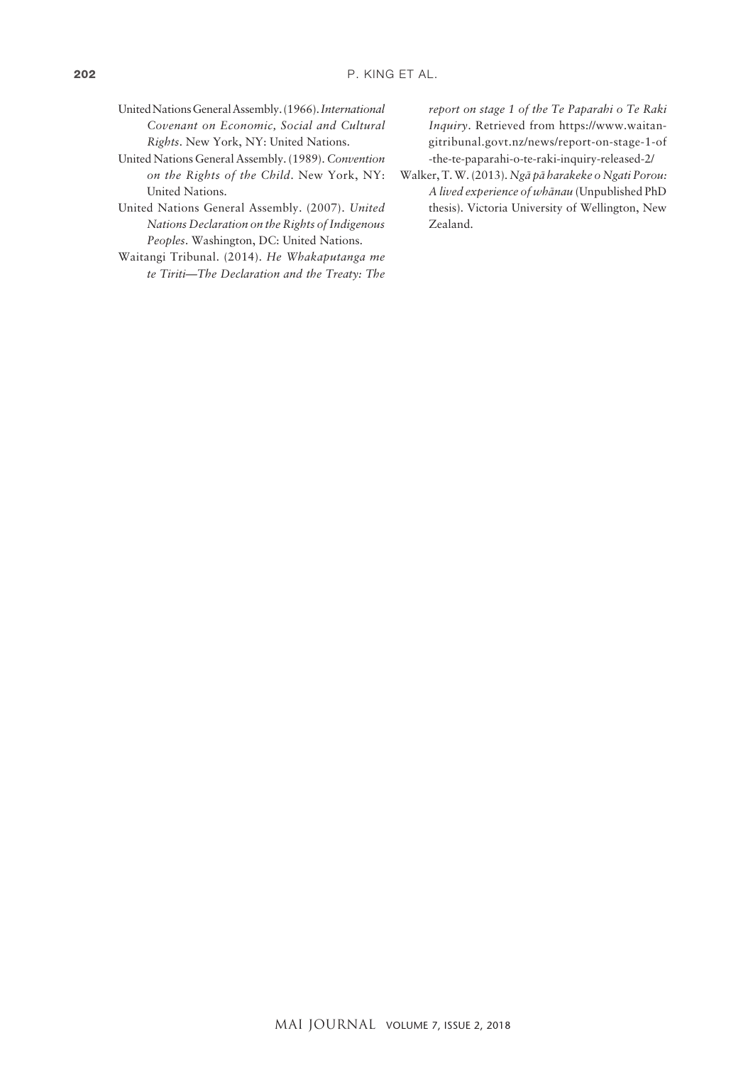United Nations General Assembly. (1966). *International Covenant on Economic, Social and Cultural Rights*. New York, NY: United Nations.

United Nations General Assembly. (1989). *Convention on the Rights of the Child*. New York, NY: United Nations.

United Nations General Assembly. (2007). *United Nations Declaration on the Rights of Indigenous Peoples*. Washington, DC: United Nations.

Waitangi Tribunal. (2014). *He Whakaputanga me te Tiriti—The Declaration and the Treaty: The report on stage 1 of the Te Paparahi o Te Raki Inquiry*. Retrieved from https://www.waitangitribunal.govt.nz/news/report-on-stage-1-of-the-te-paparahi-o-te-raki-inquiry-released-2/

Walker, T. W. (2013). *Ngā pā harakeke o Ngati Porou: A lived experience of whānau* (Unpublished PhD thesis). Victoria University of Wellington, New Zealand.